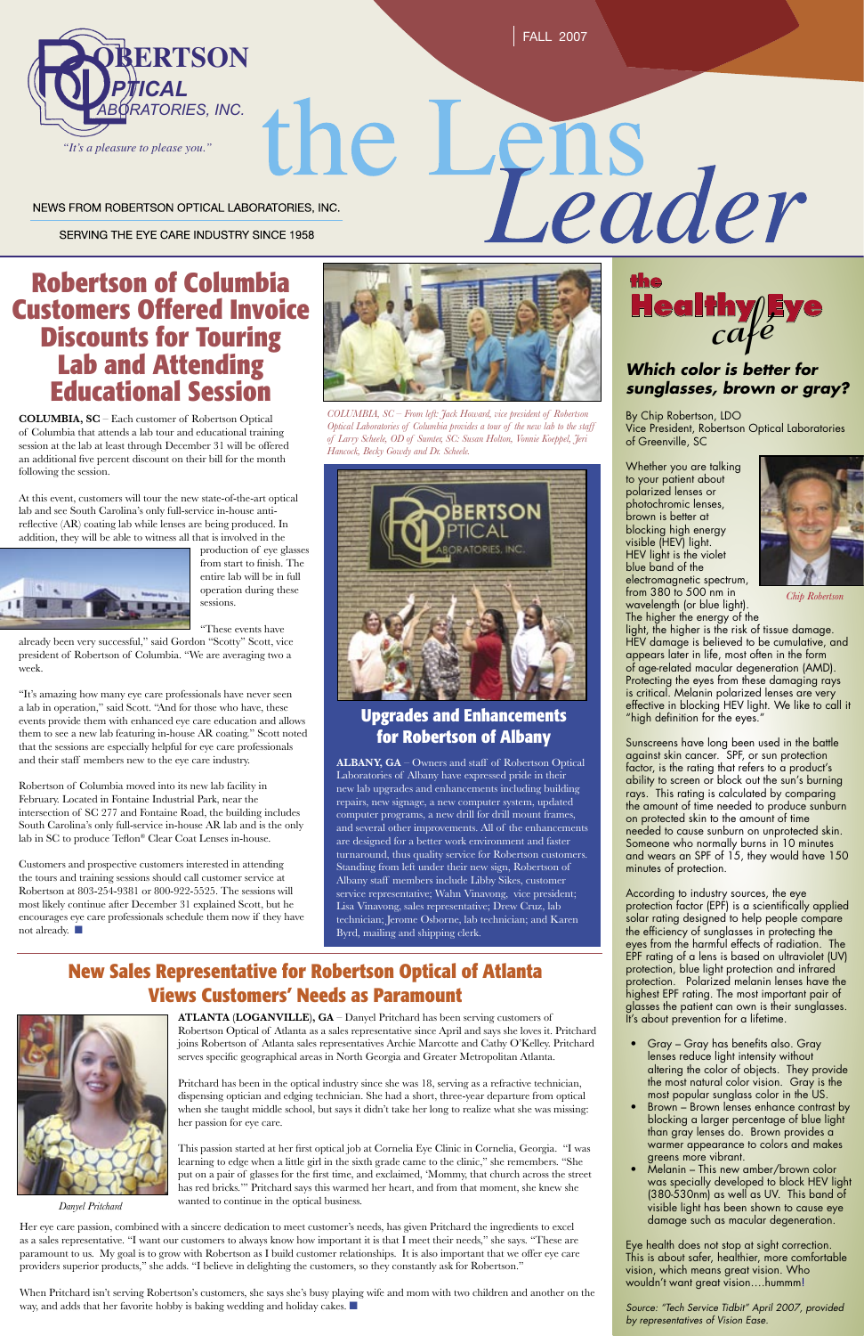FALL 2007

ROBERTSON OPTICAL LABORATORIES, INC.

*"It's a pleasure to please you."*

# the Lens *Leader*

NEWS FROM ROBERTSON OPTICAL LABORATORIES, INC.

SERVING THE EYE CARE INDUSTRY SINCE 1958

## Robertson of Columbia Customers Offered Invoice Discounts for Touring Lab and Attending Educational Session

**COLUMBIA, SC** – Each customer of Robertson Optical of Columbia that attends a lab tour and educational training session at the lab at least through December 31 will be offered an additional five percent discount on their bill for the month following the session.

At this event, customers will tour the new state-of-the-art optical lab and see South Carolina's only full-service in-house anti-reflective (AR) coating lab while lenses are being produced. In addition, they will be able to witness all that is involved in the production of eye glasses from start to finish. The entire lab will be in full operation during these sessions.

"These events have already been very successful," said Gordon "Scotty" Scott, vice president of Robertson of Columbia. "We are averaging two a week.

"It's amazing how many eye care professionals have never seen a lab in operation," said Scott. "And for those who have, these events provide them with enhanced eye care education and allows them to see a new lab featuring in-house AR coating." Scott noted that the sessions are especially helpful for eye care professionals and their staff members new to the eye care industry.

Robertson of Columbia moved into its new lab facility in February. Located in Fontaine Industrial Park, near the intersection of SC 277 and Fontaine Road, the building includes South Carolina's only full-service in-house AR lab and is the only lab in SC to produce Teflon® Clear Coat Lenses in-house.

Customers and prospective customers interested in attending the tours and training sessions should call customer service at Robertson at 803-254-9381 or 800-922-5525. The sessions will most likely continue after December 31 explained Scott, but he encourages eye care professionals schedule them now if they have not already. ■

*COLUMBIA, SC – From left: Jack Howard, vice president of Robertson Optical Laboratories of Columbia provides a tour of the new lab to the staff of Larry Scheele, OD of Sumter, SC: Susan Holton, Vonnie Koeppel, Jeri Hancock, Becky Gowdy and Dr. Scheele.*

## Upgrades and Enhancements for Robertson of Albany

**ALBANY, GA** – Owners and staff of Robertson Optical Laboratories of Albany have expressed pride in their new lab upgrades and enhancements including building repairs, new signage, a new computer system, updated computer programs, a new drill for drill mount frames, and several other improvements. All of the enhancements are designed for a better work environment and faster turnaround, thus quality service for Robertson customers. Standing from left under their new sign, Robertson of Albany staff members include Libby Sikes, customer service representative; Wahn Vinavong, vice president; Lisa Vinavong, sales representative; Drew Cruz, lab technician; Jerome Osborne, lab technician; and Karen Byrd, mailing and shipping clerk.

## the Healthy Eye café

### *Which color is better for sunglasses, brown or gray?*

By Chip Robertson, LDO
Vice President, Robertson Optical Laboratories of Greenville, SC

Whether you are talking to your patient about polarized lenses or photochromic lenses, brown is better at blocking high energy visible (HEV) light. HEV light is the violet blue band of the electromagnetic spectrum, from 380 to 500 nm in wavelength (or blue light). The higher the energy of the light, the higher is the risk of tissue damage. HEV damage is believed to be cumulative, and appears later in life, most often in the form of age-related macular degeneration (AMD). Protecting the eyes from these damaging rays is critical. Melanin polarized lenses are very effective in blocking HEV light. We like to call it "high definition for the eyes."

*Chip Robertson*

Sunscreens have long been used in the battle against skin cancer. SPF, or sun protection factor, is the rating that refers to a product's ability to screen or block out the sun's burning rays. This rating is calculated by comparing the amount of time needed to produce sunburn on protected skin to the amount of time needed to cause sunburn on unprotected skin. Someone who normally burns in 10 minutes and wears an SPF of 15, they would have 150 minutes of protection.

According to industry sources, the eye protection factor (EPF) is a scientifically applied solar rating designed to help people compare the efficiency of sunglasses in protecting the eyes from the harmful effects of radiation. The EPF rating of a lens is based on ultraviolet (UV) protection, blue light protection and infrared protection. Polarized melanin lenses have the highest EPF rating. The most important pair of glasses the patient can own is their sunglasses. It's about prevention for a lifetime.

- Gray – Gray has benefits also. Gray lenses reduce light intensity without altering the color of objects. They provide the most natural color vision. Gray is the most popular sunglass color in the US.
- Brown – Brown lenses enhance contrast by blocking a larger percentage of blue light than gray lenses do. Brown provides a warmer appearance to colors and makes greens more vibrant.
- Melanin – This new amber/brown color was specially developed to block HEV light (380-530nm) as well as UV. This band of visible light has been shown to cause eye damage such as macular degeneration.

Eye health does not stop at sight correction. This is about safer, healthier, more comfortable vision, which means great vision. Who wouldn't want great vision….hummm!

*Source: "Tech Service Tidbit" April 2007, provided by representatives of Vision Ease.*

## New Sales Representative for Robertson Optical of Atlanta Views Customers' Needs as Paramount

**ATLANTA (LOGANVILLE), GA** – Danyel Pritchard has been serving customers of Robertson Optical of Atlanta as a sales representative since April and says she loves it. Pritchard joins Robertson of Atlanta sales representatives Archie Marcotte and Cathy O'Kelley. Pritchard serves specific geographical areas in North Georgia and Greater Metropolitan Atlanta.

Pritchard has been in the optical industry since she was 18, serving as a refractive technician, dispensing optician and edging technician. She had a short, three-year departure from optical when she taught middle school, but says it didn't take her long to realize what she was missing: her passion for eye care.

This passion started at her first optical job at Cornelia Eye Clinic in Cornelia, Georgia. "I was learning to edge when a little girl in the sixth grade came to the clinic," she remembers. "She put on a pair of glasses for the first time, and exclaimed, 'Mommy, that church across the street has red bricks.'" Pritchard says this warmed her heart, and from that moment, she knew she wanted to continue in the optical business.

*Danyel Pritchard*

Her eye care passion, combined with a sincere dedication to meet customer's needs, has given Pritchard the ingredients to excel as a sales representative. "I want our customers to always know how important it is that I meet their needs," she says. "These are paramount to us. My goal is to grow with Robertson as I build customer relationships. It is also important that we offer eye care providers superior products," she adds. "I believe in delighting the customers, so they constantly ask for Robertson."

When Pritchard isn't serving Robertson's customers, she says she's busy playing wife and mom with two children and another on the way, and adds that her favorite hobby is baking wedding and holiday cakes. ■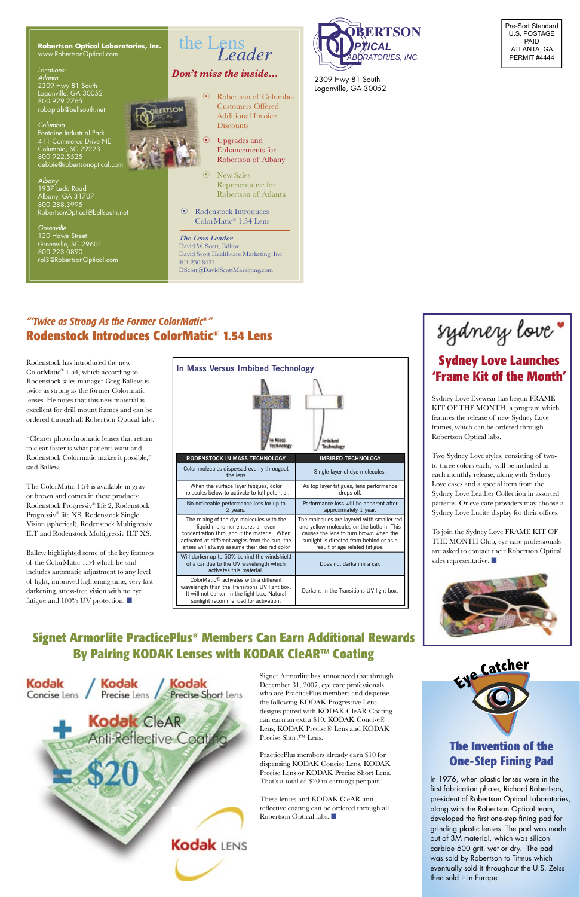**Robertson Optical Laboratories, Inc.**
www.RobertsonOptical.com

*Locations:*

*Atlanta*
2309 Hwy 81 South
Loganville, GA 30052
800.929.2765
roboplab@bellsouth.net

*Columbia*
Fontaine Industrial Park
411 Commerce Drive NE
Columbia, SC 29223
800.922.5525
debbie@robertsonoptical.com

*Albany*
1937 Ledo Road
Albany, GA 31707
800.288.3995
RobertsonOptical@bellsouth.net

*Greenville*
120 Howe Street
Greenville, SC 29601
800.223.0890
rol3@RobertsonOptical.com

# the Lens Leader

***Don't miss the inside...***

- Robertson of Columbia Customers Offered Additional Invoice Discounts
- Upgrades and Enhancements for Robertson of Albany
- New Sales Representative for Robertson of Atlanta
- Rodenstock Introduces ColorMatic® 1.54 Lens

***The Lens Leader***
David W. Scott, Editor
David Scott Healthcare Marketing, Inc.
404.230.8433
DScott@DavidScottMarketing.com

ROBERTSON OPTICAL LABORATORIES, INC.
2309 Hwy 81 South
Loganville, GA 30052

Pre-Sort Standard
U.S. POSTAGE
PAID
ATLANTA, GA
PERMIT #4444

## *"Twice as Strong As the Former ColorMatic®"*
## Rodenstock Introduces ColorMatic® 1.54 Lens

Rodenstock has introduced the new ColorMatic® 1.54, which according to Rodenstock sales manager Greg Ballew, is twice as strong as the former Colormatic lenses. He notes that this new material is excellent for drill mount frames and can be ordered through all Robertson Optical labs.

"Clearer photochromatic lenses that return to clear faster is what patients want and Rodenstock Colormatic makes it possible," said Ballew.

The ColorMatic 1.54 is available in gray or brown and comes in these products: Rodenstock Progressiv® life 2, Rodenstock Progressiv® life XS, Rodenstock Single Vision (spherical), Rodenstock Multigressiv ILT and Rodenstock Multigressiv ILT XS.

Ballew highlighted some of the key features of the ColorMatic 1.54 which he said includes automatic adjustment to any level of light, improved lightening time, very fast darkening, stress-free vision with no eye fatigue and 100% UV protection. ■

**In Mass Versus Imbibed Technology**

In Mass Technology
Imbibed Technology

| RODENSTOCK IN MASS TECHNOLOGY | IMBIBED TECHNOLOGY |
|---|---|
| Color molecules dispersed evenly througout the lens. | Single layer of dye molecules. |
| When the surface layer fatigues, color molecules below to activate to full potential. | As top layer fatigues, lens performance drops off. |
| No noticeable performance loss for up to 2 years. | Performance loss will be apparent after approximately 1 year. |
| The mixing of the dye molecules with the liquid monomer ensures an even concentration throughout the material. When activated at different angles from the sun, the lenses will always assume their desired color. | The molecules are layered with smaller red and yellow molecules on the bottom. This causes the lens to turn brown when the sunlight is directed from behind or as a result of age related fatigue. |
| Will darken up to 50% behind the windshield of a car due to the UV wavelength which activates this material. | Does not darken in a car. |
| ColorMatic® activates with a different wavelength than the Transitions UV light box. It will not darken in the light box. Natural sunlight recommended for activation. | Darkens in the Transitions UV light box. |

## Signet Armorlite PracticePlus® Members Can Earn Additional Rewards By Pairing KODAK Lenses with KODAK CleAR™ Coating

Kodak Concise Lens / Kodak Precise Lens / Kodak Precise Short Lens
+ Kodak CleAR Anti-Reflective Coating
= $20
Kodak LENS

Signet Armorlite has announced that through December 31, 2007, eye care professionals who are PracticePlus members and dispense the following KODAK Progressive Lens designs paired with KODAK CleAR Coating can earn an extra $10: KODAK Concise® Lens, KODAK Precise® Lens and KODAK Precise Short™ Lens.

PracticePlus members already earn $10 for dispensing KODAK Concise Lens, KODAK Precise Lens or KODAK Precise Short Lens. That's a total of $20 in earnings per pair.

These lenses and KODAK CleAR anti-reflective coating can be ordered through all Robertson Optical labs. ■

sydney love

## Sydney Love Launches 'Frame Kit of the Month'

Sydney Love Eyewear has begun FRAME KIT OF THE MONTH, a program which features the release of new Sydney Love frames, which can be ordered through Robertson Optical labs.

Two Sydney Love styles, consisting of two-to-three colors each, will be included in each monthly release, along with Sydney Love cases and a special item from the Sydney Love Leather Collection in assorted patterns. Or eye care providers may choose a Sydney Love Lucite display for their offices.

To join the Sydney Love FRAME KIT OF THE MONTH Club, eye care professionals are asked to contact their Robertson Optical sales representative. ■

Eye Catcher

## The Invention of the One-Step Fining Pad

In 1976, when plastic lenses were in the first fabrication phase, Richard Robertson, president of Robertson Optical Laboratories, along with the Robertson Optical team, developed the first one-step fining pad for grinding plastic lenses. The pad was made out of 3M material, which was silicon carbide 600 grit, wet or dry. The pad was sold by Robertson to Titmus which eventually sold it throughout the U.S. Zeiss then sold it in Europe.